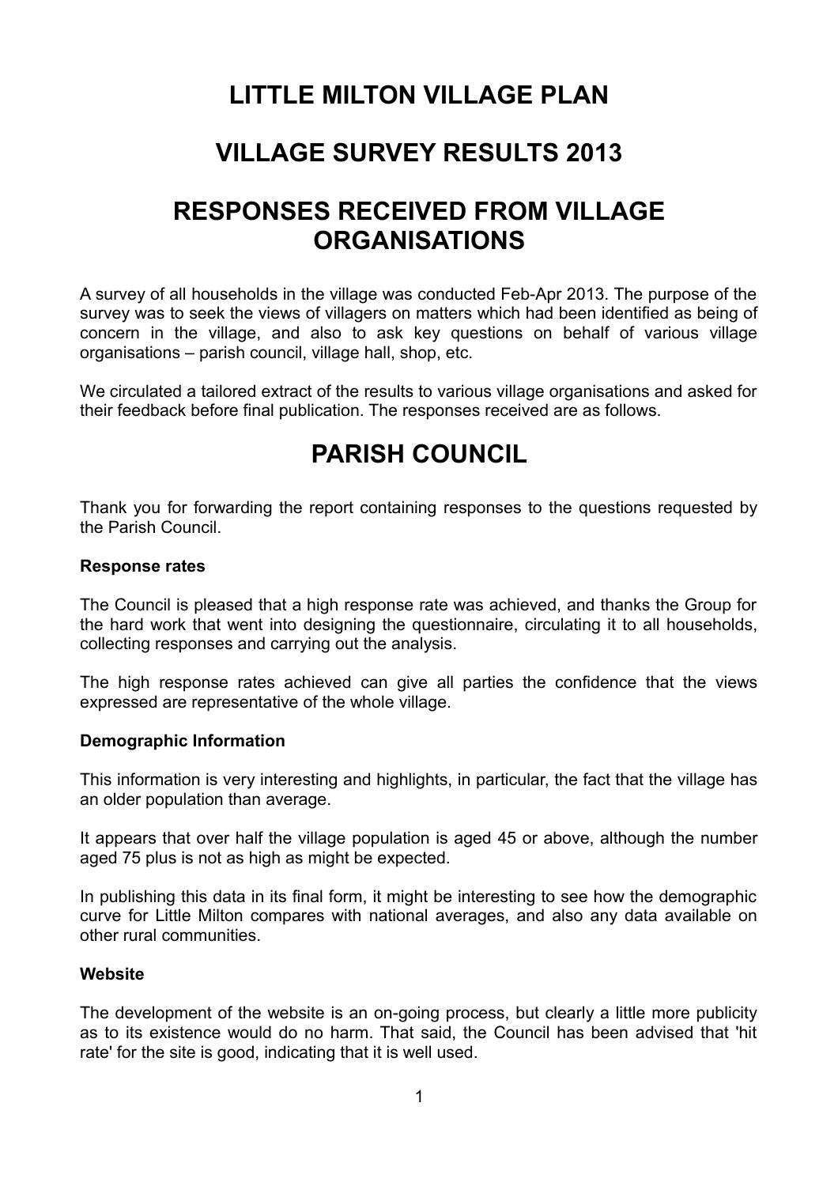# LITTLE MILTON VILLAGE PLAN

# VILLAGE SURVEY RESULTS 2013

# RESPONSES RECEIVED FROM VILLAGE ORGANISATIONS

A survey of all households in the village was conducted Feb-Apr 2013. The purpose of the survey was to seek the views of villagers on matters which had been identified as being of concern in the village, and also to ask key questions on behalf of various village organisations – parish council, village hall, shop, etc.

We circulated a tailored extract of the results to various village organisations and asked for their feedback before final publication. The responses received are as follows.

## PARISH COUNCIL

Thank you for forwarding the report containing responses to the questions requested by the Parish Council.

**Response rates**

The Council is pleased that a high response rate was achieved, and thanks the Group for the hard work that went into designing the questionnaire, circulating it to all households, collecting responses and carrying out the analysis.

The high response rates achieved can give all parties the confidence that the views expressed are representative of the whole village.

**Demographic Information**

This information is very interesting and highlights, in particular, the fact that the village has an older population than average.

It appears that over half the village population is aged 45 or above, although the number aged 75 plus is not as high as might be expected.

In publishing this data in its final form, it might be interesting to see how the demographic curve for Little Milton compares with national averages, and also any data available on other rural communities.

**Website**

The development of the website is an on-going process, but clearly a little more publicity as to its existence would do no harm. That said, the Council has been advised that 'hit rate' for the site is good, indicating that it is well used.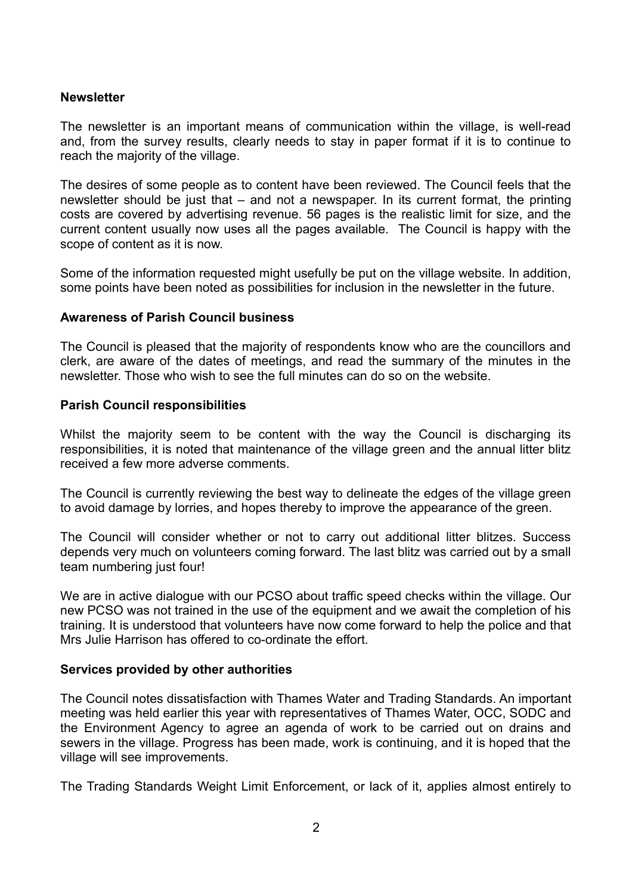**Newsletter**

The newsletter is an important means of communication within the village, is well-read and, from the survey results, clearly needs to stay in paper format if it is to continue to reach the majority of the village.

The desires of some people as to content have been reviewed. The Council feels that the newsletter should be just that – and not a newspaper. In its current format, the printing costs are covered by advertising revenue. 56 pages is the realistic limit for size, and the current content usually now uses all the pages available. The Council is happy with the scope of content as it is now.

Some of the information requested might usefully be put on the village website. In addition, some points have been noted as possibilities for inclusion in the newsletter in the future.

**Awareness of Parish Council business**

The Council is pleased that the majority of respondents know who are the councillors and clerk, are aware of the dates of meetings, and read the summary of the minutes in the newsletter. Those who wish to see the full minutes can do so on the website.

**Parish Council responsibilities**

Whilst the majority seem to be content with the way the Council is discharging its responsibilities, it is noted that maintenance of the village green and the annual litter blitz received a few more adverse comments.

The Council is currently reviewing the best way to delineate the edges of the village green to avoid damage by lorries, and hopes thereby to improve the appearance of the green.

The Council will consider whether or not to carry out additional litter blitzes. Success depends very much on volunteers coming forward. The last blitz was carried out by a small team numbering just four!

We are in active dialogue with our PCSO about traffic speed checks within the village. Our new PCSO was not trained in the use of the equipment and we await the completion of his training. It is understood that volunteers have now come forward to help the police and that Mrs Julie Harrison has offered to co-ordinate the effort.

**Services provided by other authorities**

The Council notes dissatisfaction with Thames Water and Trading Standards. An important meeting was held earlier this year with representatives of Thames Water, OCC, SODC and the Environment Agency to agree an agenda of work to be carried out on drains and sewers in the village. Progress has been made, work is continuing, and it is hoped that the village will see improvements.

The Trading Standards Weight Limit Enforcement, or lack of it, applies almost entirely to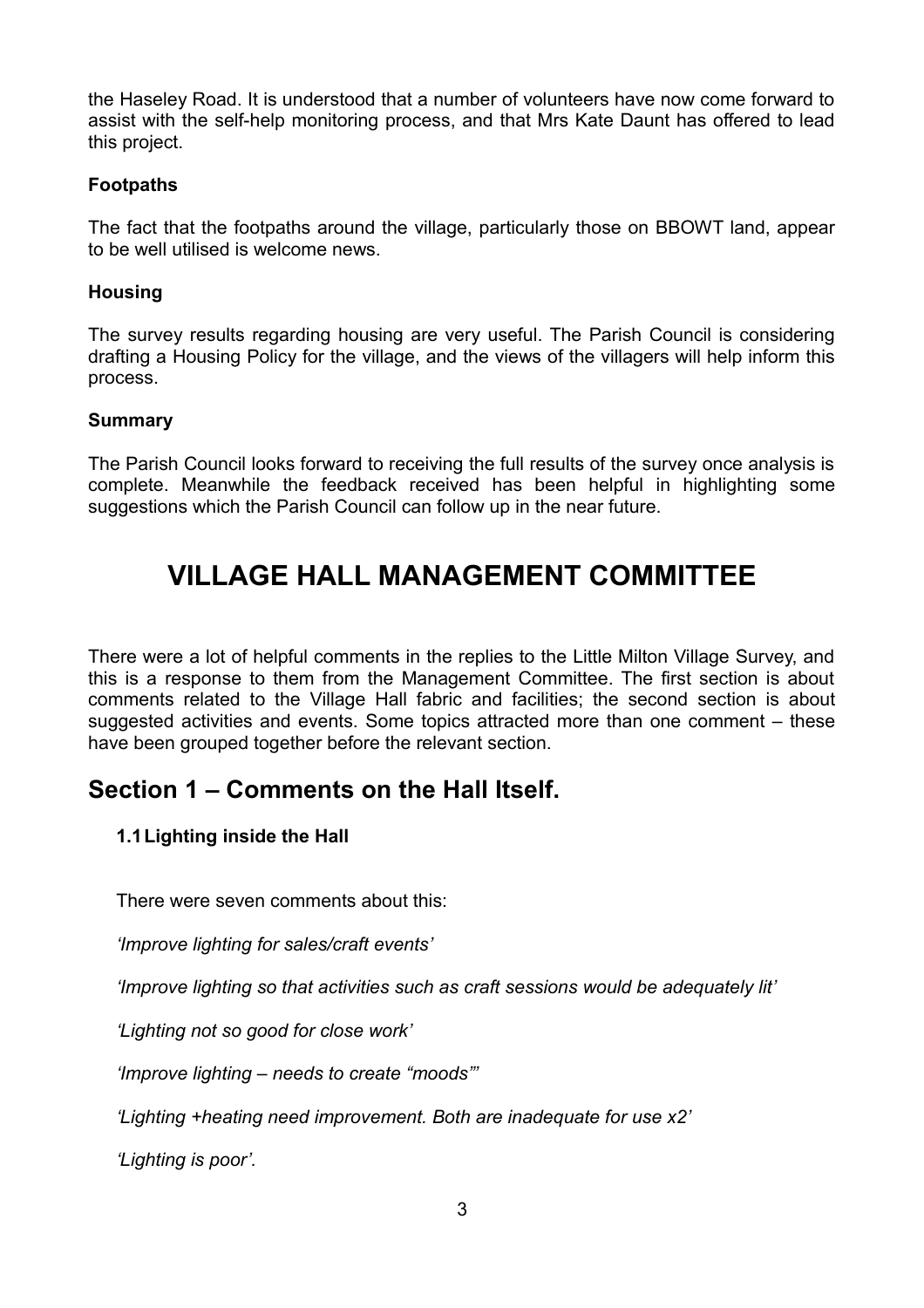the Haseley Road. It is understood that a number of volunteers have now come forward to assist with the self-help monitoring process, and that Mrs Kate Daunt has offered to lead this project.

**Footpaths**

The fact that the footpaths around the village, particularly those on BBOWT land, appear to be well utilised is welcome news.

**Housing**

The survey results regarding housing are very useful. The Parish Council is considering drafting a Housing Policy for the village, and the views of the villagers will help inform this process.

**Summary**

The Parish Council looks forward to receiving the full results of the survey once analysis is complete. Meanwhile the feedback received has been helpful in highlighting some suggestions which the Parish Council can follow up in the near future.

# VILLAGE HALL MANAGEMENT COMMITTEE

There were a lot of helpful comments in the replies to the Little Milton Village Survey, and this is a response to them from the Management Committee. The first section is about comments related to the Village Hall fabric and facilities; the second section is about suggested activities and events. Some topics attracted more than one comment – these have been grouped together before the relevant section.

## Section 1 – Comments on the Hall Itself.

### 1.1 Lighting inside the Hall

There were seven comments about this:

*'Improve lighting for sales/craft events'*

*'Improve lighting so that activities such as craft sessions would be adequately lit'*

*'Lighting not so good for close work'*

*'Improve lighting – needs to create "moods"'*

*'Lighting +heating need improvement. Both are inadequate for use x2'*

*'Lighting is poor'.*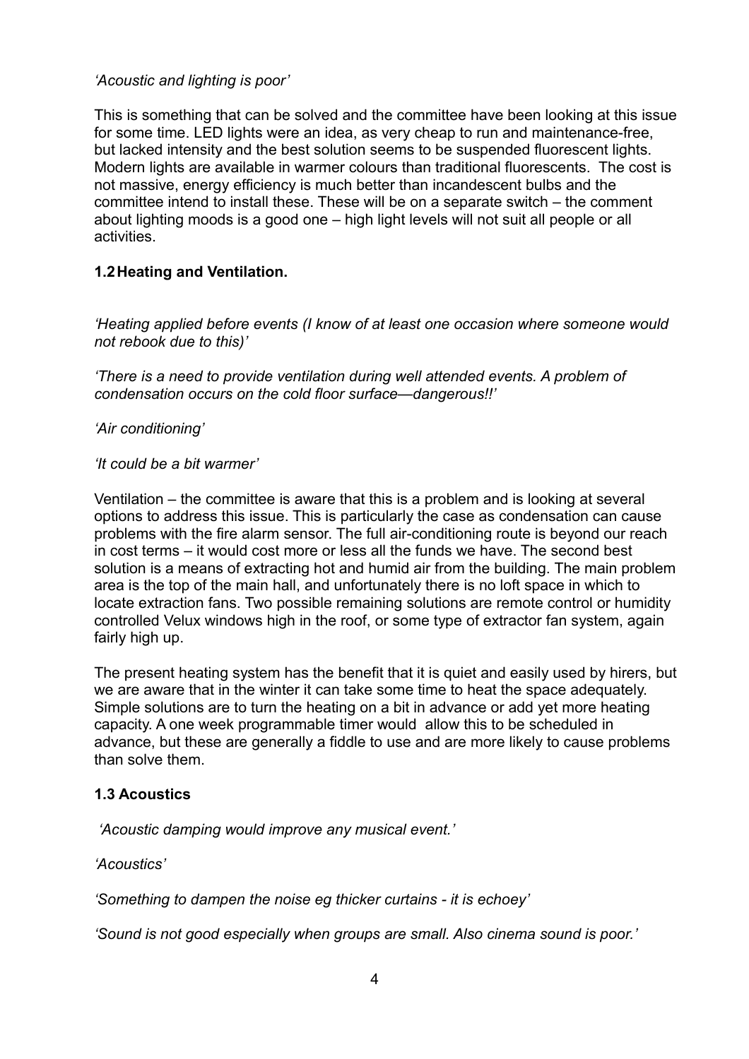*'Acoustic and lighting is poor'*

This is something that can be solved and the committee have been looking at this issue for some time. LED lights were an idea, as very cheap to run and maintenance-free, but lacked intensity and the best solution seems to be suspended fluorescent lights. Modern lights are available in warmer colours than traditional fluorescents. The cost is not massive, energy efficiency is much better than incandescent bulbs and the committee intend to install these. These will be on a separate switch – the comment about lighting moods is a good one – high light levels will not suit all people or all activities.

### 1.2 Heating and Ventilation.

*'Heating applied before events (I know of at least one occasion where someone would not rebook due to this)'*

*'There is a need to provide ventilation during well attended events. A problem of condensation occurs on the cold floor surface—dangerous!!'*

*'Air conditioning'*

*'It could be a bit warmer'*

Ventilation – the committee is aware that this is a problem and is looking at several options to address this issue. This is particularly the case as condensation can cause problems with the fire alarm sensor. The full air-conditioning route is beyond our reach in cost terms – it would cost more or less all the funds we have. The second best solution is a means of extracting hot and humid air from the building. The main problem area is the top of the main hall, and unfortunately there is no loft space in which to locate extraction fans. Two possible remaining solutions are remote control or humidity controlled Velux windows high in the roof, or some type of extractor fan system, again fairly high up.

The present heating system has the benefit that it is quiet and easily used by hirers, but we are aware that in the winter it can take some time to heat the space adequately. Simple solutions are to turn the heating on a bit in advance or add yet more heating capacity. A one week programmable timer would allow this to be scheduled in advance, but these are generally a fiddle to use and are more likely to cause problems than solve them.

### 1.3 Acoustics

*'Acoustic damping would improve any musical event.'*

*'Acoustics'*

*'Something to dampen the noise eg thicker curtains - it is echoey'*

*'Sound is not good especially when groups are small. Also cinema sound is poor.'*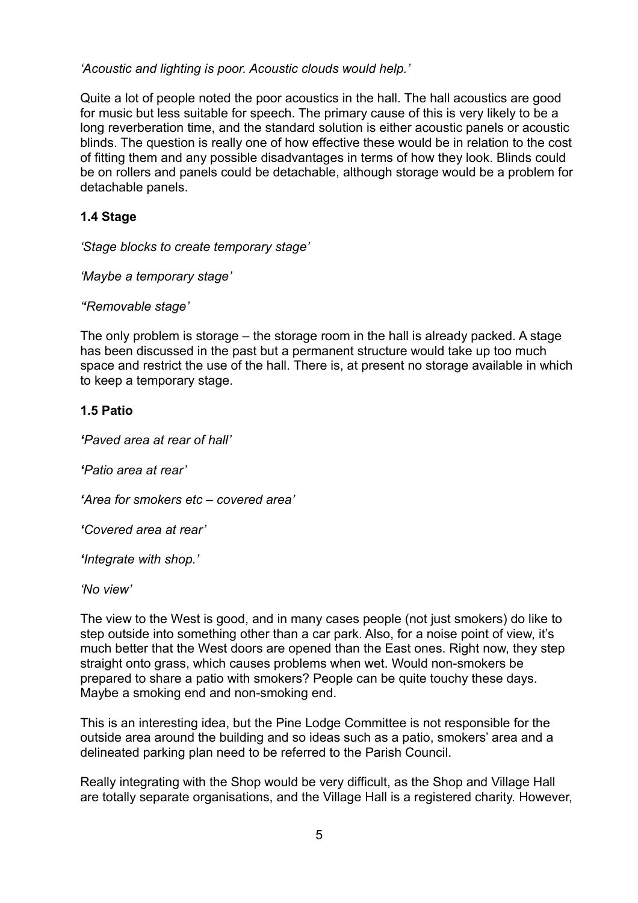*'Acoustic and lighting is poor. Acoustic clouds would help.'*

Quite a lot of people noted the poor acoustics in the hall. The hall acoustics are good for music but less suitable for speech. The primary cause of this is very likely to be a long reverberation time, and the standard solution is either acoustic panels or acoustic blinds. The question is really one of how effective these would be in relation to the cost of fitting them and any possible disadvantages in terms of how they look. Blinds could be on rollers and panels could be detachable, although storage would be a problem for detachable panels.

### 1.4 Stage

*'Stage blocks to create temporary stage'*

*'Maybe a temporary stage'*

*"Removable stage'*

The only problem is storage – the storage room in the hall is already packed. A stage has been discussed in the past but a permanent structure would take up too much space and restrict the use of the hall. There is, at present no storage available in which to keep a temporary stage.

### 1.5 Patio

*'Paved area at rear of hall'*

*'Patio area at rear'*

*'Area for smokers etc – covered area'*

*'Covered area at rear'*

*'Integrate with shop.'*

*'No view'*

The view to the West is good, and in many cases people (not just smokers) do like to step outside into something other than a car park. Also, for a noise point of view, it's much better that the West doors are opened than the East ones. Right now, they step straight onto grass, which causes problems when wet. Would non-smokers be prepared to share a patio with smokers? People can be quite touchy these days. Maybe a smoking end and non-smoking end.

This is an interesting idea, but the Pine Lodge Committee is not responsible for the outside area around the building and so ideas such as a patio, smokers' area and a delineated parking plan need to be referred to the Parish Council.

Really integrating with the Shop would be very difficult, as the Shop and Village Hall are totally separate organisations, and the Village Hall is a registered charity. However,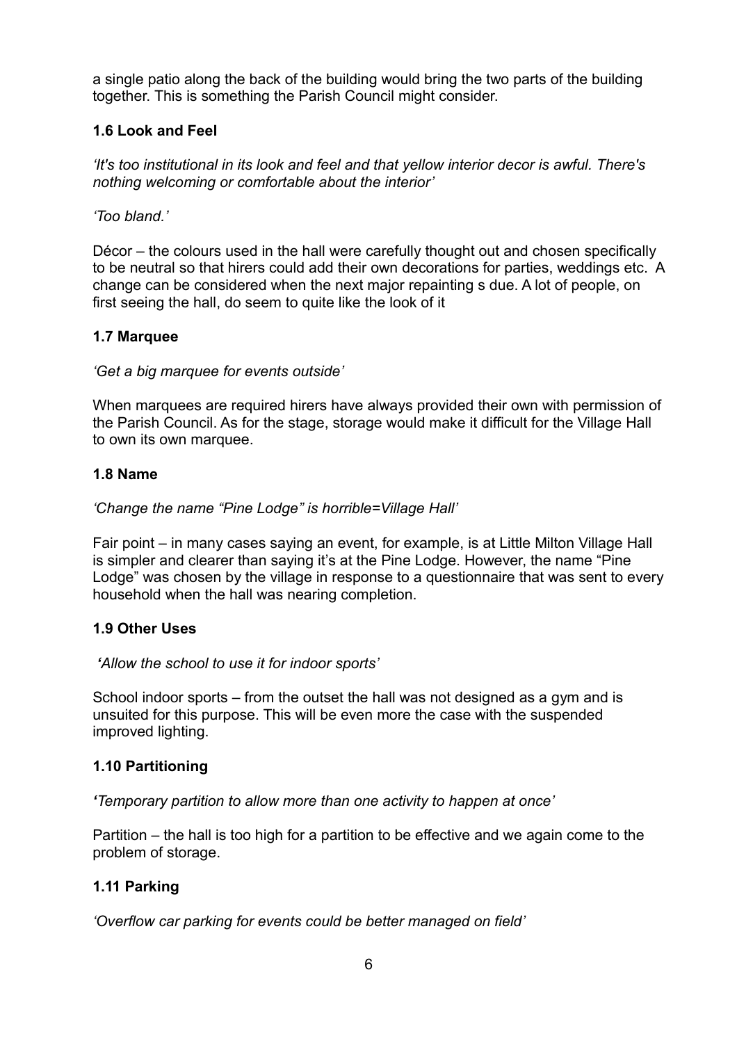a single patio along the back of the building would bring the two parts of the building together. This is something the Parish Council might consider.

### 1.6 Look and Feel

*'It's too institutional in its look and feel and that yellow interior decor is awful. There's nothing welcoming or comfortable about the interior'*

*'Too bland.'*

Décor – the colours used in the hall were carefully thought out and chosen specifically to be neutral so that hirers could add their own decorations for parties, weddings etc. A change can be considered when the next major repainting s due. A lot of people, on first seeing the hall, do seem to quite like the look of it

### 1.7 Marquee

*'Get a big marquee for events outside'*

When marquees are required hirers have always provided their own with permission of the Parish Council. As for the stage, storage would make it difficult for the Village Hall to own its own marquee.

### 1.8 Name

*'Change the name "Pine Lodge" is horrible=Village Hall'*

Fair point – in many cases saying an event, for example, is at Little Milton Village Hall is simpler and clearer than saying it's at the Pine Lodge. However, the name "Pine Lodge" was chosen by the village in response to a questionnaire that was sent to every household when the hall was nearing completion.

### 1.9 Other Uses

*'Allow the school to use it for indoor sports'*

School indoor sports – from the outset the hall was not designed as a gym and is unsuited for this purpose. This will be even more the case with the suspended improved lighting.

### 1.10 Partitioning

*'Temporary partition to allow more than one activity to happen at once'*

Partition – the hall is too high for a partition to be effective and we again come to the problem of storage.

### 1.11 Parking

*'Overflow car parking for events could be better managed on field'*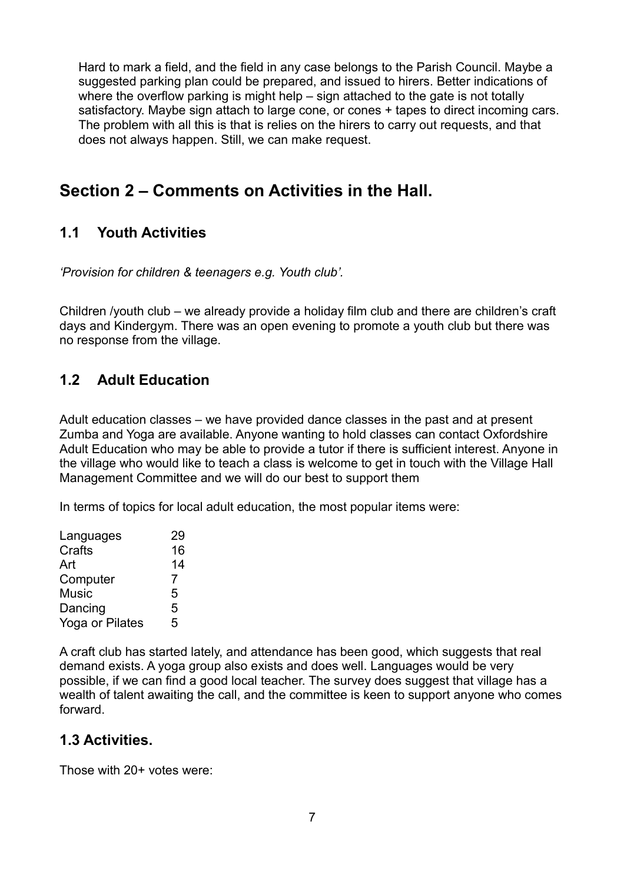Hard to mark a field, and the field in any case belongs to the Parish Council. Maybe a suggested parking plan could be prepared, and issued to hirers. Better indications of where the overflow parking is might help – sign attached to the gate is not totally satisfactory. Maybe sign attach to large cone, or cones + tapes to direct incoming cars. The problem with all this is that is relies on the hirers to carry out requests, and that does not always happen. Still, we can make request.

## Section 2 – Comments on Activities in the Hall.

### 1.1 Youth Activities

*'Provision for children & teenagers e.g. Youth club'.*

Children /youth club – we already provide a holiday film club and there are children's craft days and Kindergym. There was an open evening to promote a youth club but there was no response from the village.

### 1.2 Adult Education

Adult education classes – we have provided dance classes in the past and at present Zumba and Yoga are available. Anyone wanting to hold classes can contact Oxfordshire Adult Education who may be able to provide a tutor if there is sufficient interest. Anyone in the village who would like to teach a class is welcome to get in touch with the Village Hall Management Committee and we will do our best to support them

In terms of topics for local adult education, the most popular items were:

| | |
|---|---|
| Languages | 29 |
| Crafts | 16 |
| Art | 14 |
| Computer | 7 |
| Music | 5 |
| Dancing | 5 |
| Yoga or Pilates | 5 |

A craft club has started lately, and attendance has been good, which suggests that real demand exists. A yoga group also exists and does well. Languages would be very possible, if we can find a good local teacher. The survey does suggest that village has a wealth of talent awaiting the call, and the committee is keen to support anyone who comes forward.

### 1.3 Activities.

Those with 20+ votes were: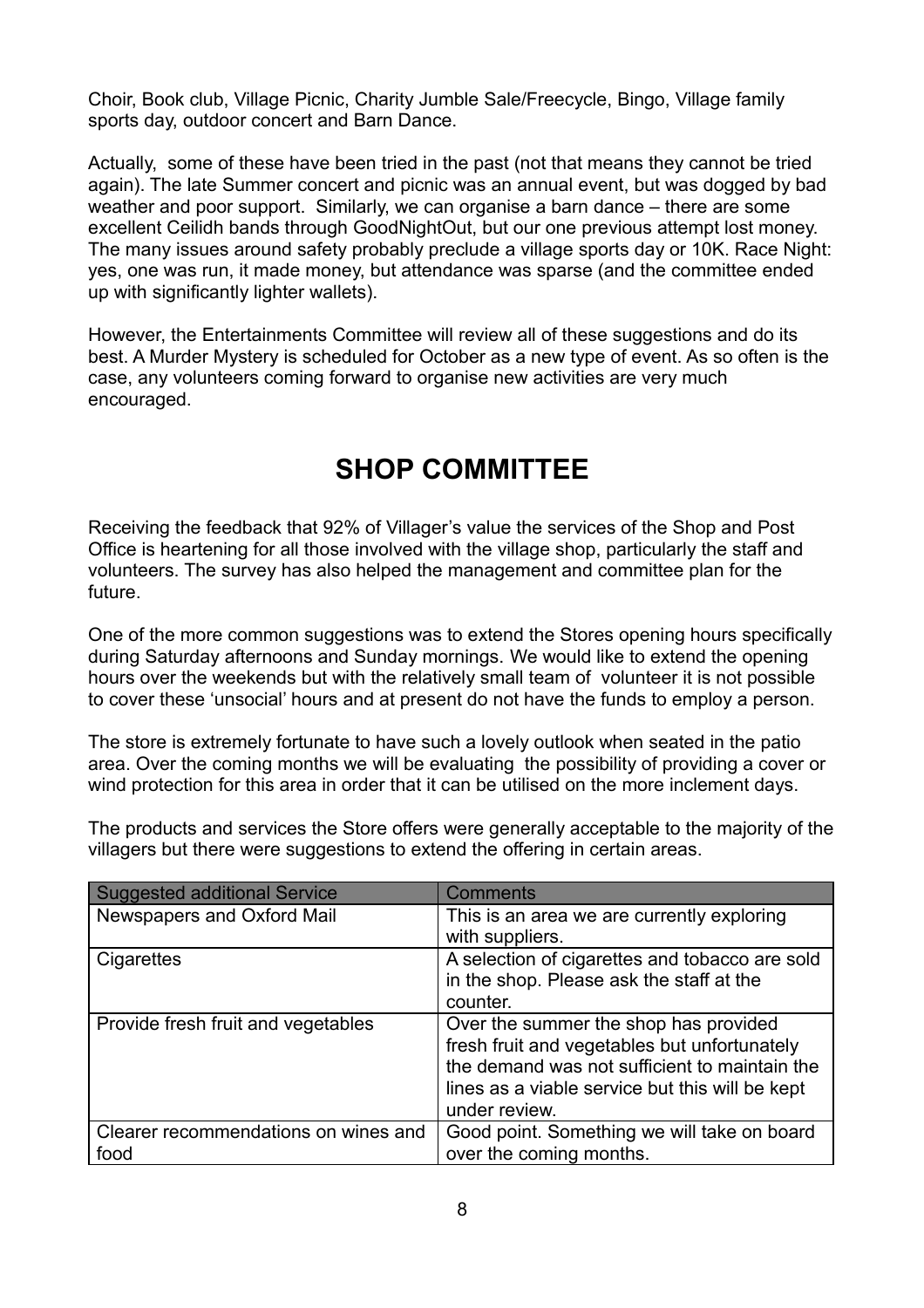Choir, Book club, Village Picnic, Charity Jumble Sale/Freecycle, Bingo, Village family sports day, outdoor concert and Barn Dance.

Actually, some of these have been tried in the past (not that means they cannot be tried again). The late Summer concert and picnic was an annual event, but was dogged by bad weather and poor support. Similarly, we can organise a barn dance – there are some excellent Ceilidh bands through GoodNightOut, but our one previous attempt lost money. The many issues around safety probably preclude a village sports day or 10K. Race Night: yes, one was run, it made money, but attendance was sparse (and the committee ended up with significantly lighter wallets).

However, the Entertainments Committee will review all of these suggestions and do its best. A Murder Mystery is scheduled for October as a new type of event. As so often is the case, any volunteers coming forward to organise new activities are very much encouraged.

# SHOP COMMITTEE

Receiving the feedback that 92% of Villager's value the services of the Shop and Post Office is heartening for all those involved with the village shop, particularly the staff and volunteers. The survey has also helped the management and committee plan for the future.

One of the more common suggestions was to extend the Stores opening hours specifically during Saturday afternoons and Sunday mornings. We would like to extend the opening hours over the weekends but with the relatively small team of volunteer it is not possible to cover these 'unsocial' hours and at present do not have the funds to employ a person.

The store is extremely fortunate to have such a lovely outlook when seated in the patio area. Over the coming months we will be evaluating the possibility of providing a cover or wind protection for this area in order that it can be utilised on the more inclement days.

The products and services the Store offers were generally acceptable to the majority of the villagers but there were suggestions to extend the offering in certain areas.

| Suggested additional Service | Comments |
| --- | --- |
| Newspapers and Oxford Mail | This is an area we are currently exploring with suppliers. |
| Cigarettes | A selection of cigarettes and tobacco are sold in the shop. Please ask the staff at the counter. |
| Provide fresh fruit and vegetables | Over the summer the shop has provided fresh fruit and vegetables but unfortunately the demand was not sufficient to maintain the lines as a viable service but this will be kept under review. |
| Clearer recommendations on wines and food | Good point. Something we will take on board over the coming months. |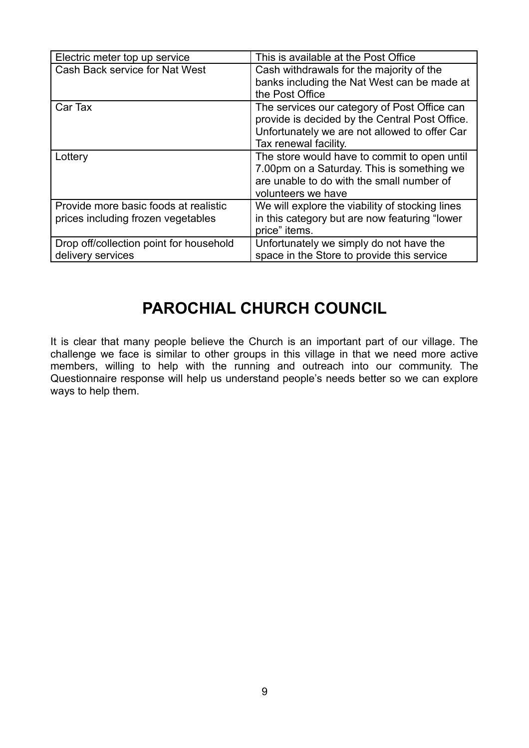| | |
|---|---|
| Electric meter top up service | This is available at the Post Office |
| Cash Back service for Nat West | Cash withdrawals for the majority of the banks including the Nat West can be made at the Post Office |
| Car Tax | The services our category of Post Office can provide is decided by the Central Post Office. Unfortunately we are not allowed to offer Car Tax renewal facility. |
| Lottery | The store would have to commit to open until 7.00pm on a Saturday. This is something we are unable to do with the small number of volunteers we have |
| Provide more basic foods at realistic prices including frozen vegetables | We will explore the viability of stocking lines in this category but are now featuring “lower price” items. |
| Drop off/collection point for household delivery services | Unfortunately we simply do not have the space in the Store to provide this service |

# PAROCHIAL CHURCH COUNCIL

It is clear that many people believe the Church is an important part of our village. The challenge we face is similar to other groups in this village in that we need more active members, willing to help with the running and outreach into our community. The Questionnaire response will help us understand people’s needs better so we can explore ways to help them.